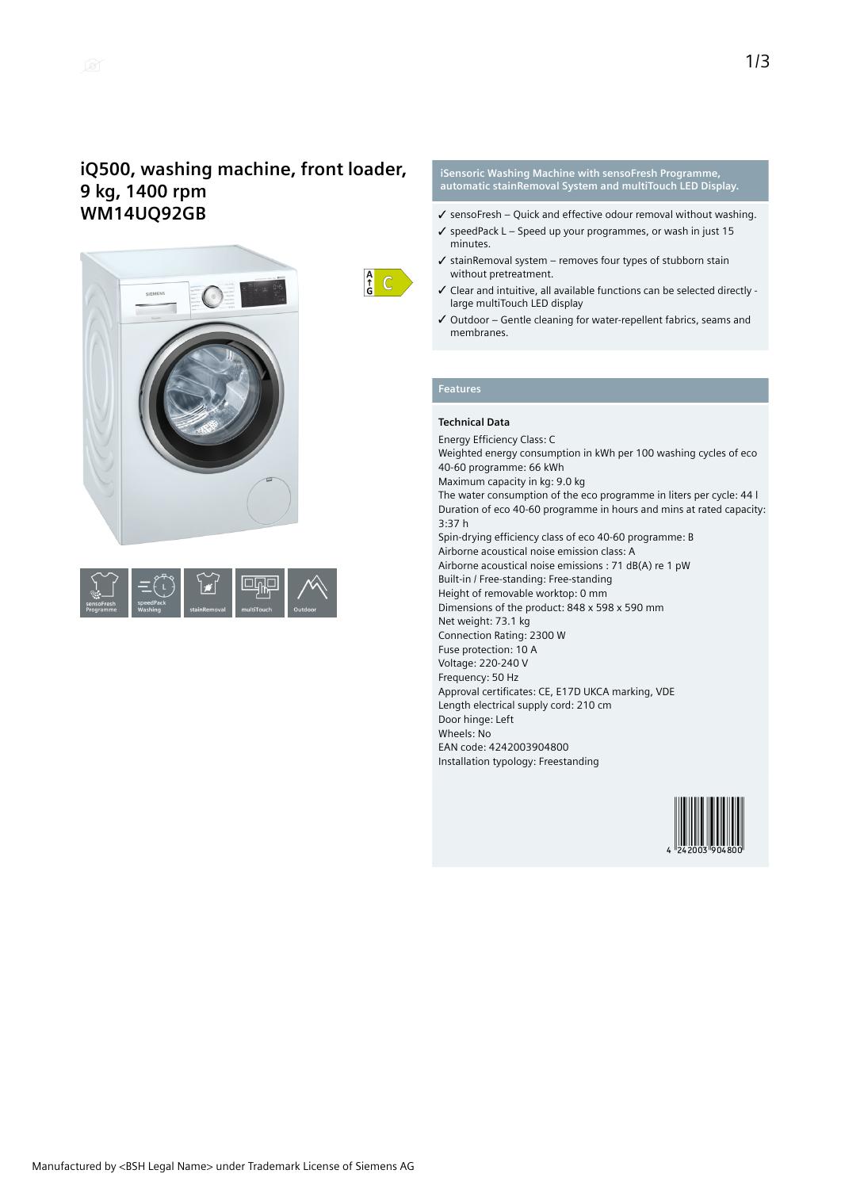# iQ500, washing machine, front loader, 9 kg, 1400 rpm
# WM14UQ92GB

sensoFresh Programme | speedPack Washing | stainRemoval | multiTouch | Outdoor

**iSensoric Washing Machine with sensoFresh Programme, automatic stainRemoval System and multiTouch LED Display.**

- ✓ sensoFresh – Quick and effective odour removal without washing.
- ✓ speedPack L – Speed up your programmes, or wash in just 15 minutes.
- ✓ stainRemoval system – removes four types of stubborn stain without pretreatment.
- ✓ Clear and intuitive, all available functions can be selected directly - large multiTouch LED display
- ✓ Outdoor – Gentle cleaning for water-repellent fabrics, seams and membranes.

## Features

**Technical Data**

Energy Efficiency Class: C
Weighted energy consumption in kWh per 100 washing cycles of eco 40-60 programme: 66 kWh
Maximum capacity in kg: 9.0 kg
The water consumption of the eco programme in liters per cycle: 44 l
Duration of eco 40-60 programme in hours and mins at rated capacity: 3:37 h
Spin-drying efficiency class of eco 40-60 programme: B
Airborne acoustical noise emission class: A
Airborne acoustical noise emissions : 71 dB(A) re 1 pW
Built-in / Free-standing: Free-standing
Height of removable worktop: 0 mm
Dimensions of the product: 848 x 598 x 590 mm
Net weight: 73.1 kg
Connection Rating: 2300 W
Fuse protection: 10 A
Voltage: 220-240 V
Frequency: 50 Hz
Approval certificates: CE, E17D UKCA marking, VDE
Length electrical supply cord: 210 cm
Door hinge: Left
Wheels: No
EAN code: 4242003904800
Installation typology: Freestanding

4 242003 904800

Manufactured by <BSH Legal Name> under Trademark License of Siemens AG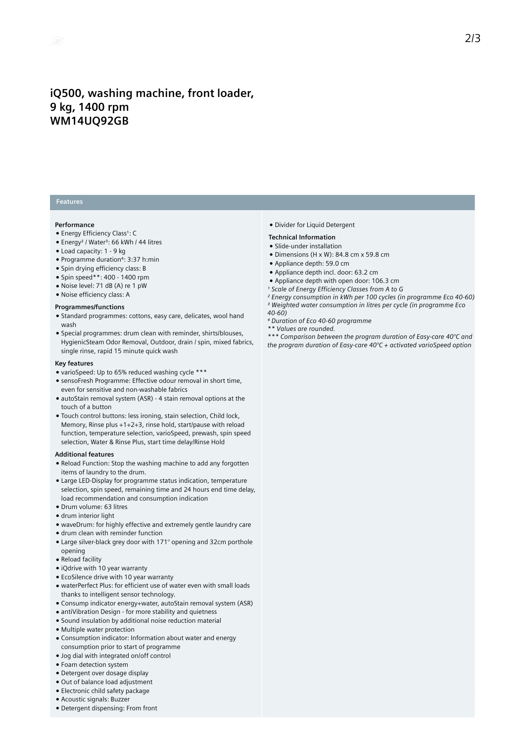# iQ500, washing machine, front loader, 9 kg, 1400 rpm WM14UQ92GB

## Features

### Performance

- Energy Efficiency Class[1]: C
- Energy[2] / Water[3]: 66 kWh / 44 litres
- Load capacity: 1 - 9 kg
- Programme duration[4]: 3:37 h:min
- Spin drying efficiency class: B
- Spin speed**: 400 - 1400 rpm
- Noise level: 71 dB (A) re 1 pW
- Noise efficiency class: A

### Programmes/functions

- Standard programmes: cottons, easy care, delicates, wool hand wash
- Special programmes: drum clean with reminder, shirts/blouses, HygienicSteam Odor Removal, Outdoor, drain / spin, mixed fabrics, single rinse, rapid 15 minute quick wash

### Key features

- varioSpeed: Up to 65% reduced washing cycle ***
- sensoFresh Programme: Effective odour removal in short time, even for sensitive and non-washable fabrics
- autoStain removal system (ASR) - 4 stain removal options at the touch of a button
- Touch control buttons: less ironing, stain selection, Child lock, Memory, Rinse plus +1+2+3, rinse hold, start/pause with reload function, temperature selection, varioSpeed, prewash, spin speed selection, Water & Rinse Plus, start time delay/Rinse Hold

### Additional features

- Reload Function: Stop the washing machine to add any forgotten items of laundry to the drum.
- Large LED-Display for programme status indication, temperature selection, spin speed, remaining time and 24 hours end time delay, load recommendation and consumption indication
- Drum volume: 63 litres
- drum interior light
- waveDrum: for highly effective and extremely gentle laundry care
- drum clean with reminder function
- Large silver-black grey door with 171° opening and 32cm porthole opening
- Reload facility
- iQdrive with 10 year warranty
- EcoSilence drive with 10 year warranty
- waterPerfect Plus: for efficient use of water even with small loads thanks to intelligent sensor technology.
- Consump indicator energy+water, autoStain removal system (ASR)
- antiVibration Design - for more stability and quietness
- Sound insulation by additional noise reduction material
- Multiple water protection
- Consumption indicator: Information about water and energy consumption prior to start of programme
- Jog dial with integrated on/off control
- Foam detection system
- Detergent over dosage display
- Out of balance load adjustment
- Electronic child safety package
- Acoustic signals: Buzzer
- Detergent dispensing: From front
- Divider for Liquid Detergent

### Technical Information

- Slide-under installation
- Dimensions (H x W): 84.8 cm x 59.8 cm
- Appliance depth: 59.0 cm
- Appliance depth incl. door: 63.2 cm
- Appliance depth with open door: 106.3 cm

*[1] Scale of Energy Efficiency Classes from A to G*
*[2] Energy consumption in kWh per 100 cycles (in programme Eco 40-60)*
*[3] Weighted water consumption in litres per cycle (in programme Eco 40-60)*
*[4] Duration of Eco 40-60 programme*
*** Values are rounded.*
**** Comparison between the program duration of Easy-care 40°C and the program duration of Easy-care 40°C + activated varioSpeed option*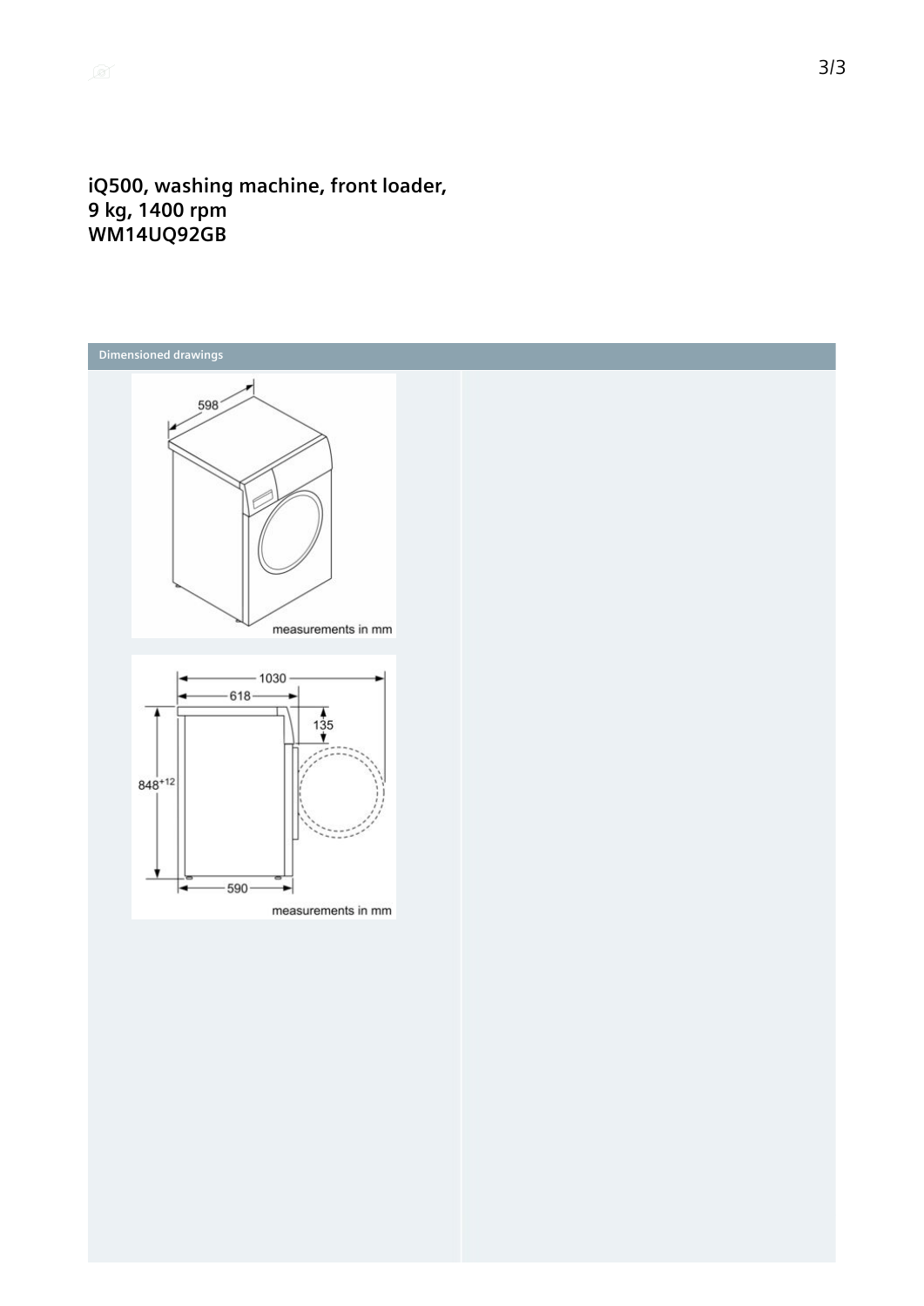**iQ500, washing machine, front loader, 9 kg, 1400 rpm WM14UQ92GB**

## Dimensioned drawings

598

measurements in mm

1030

618

135

$848^{+12}$

590

measurements in mm